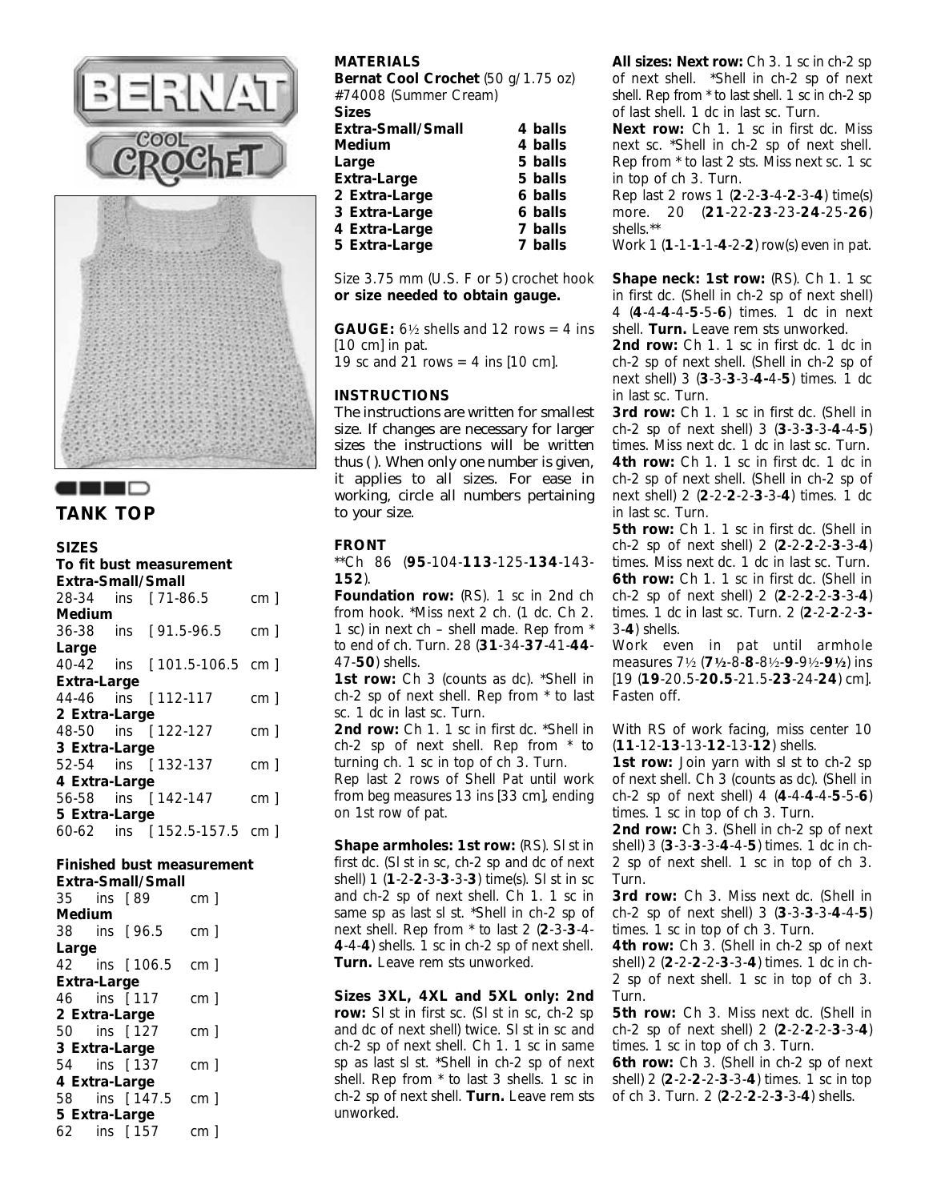# TANK TOP

## SIZES

**To fit bust measurement**

| Size | ins | cm |
|---|---|---|
| **Extra-Small/Small** | 28-34 ins | [ 71-86.5 cm ] |
| **Medium** | 36-38 ins | [ 91.5-96.5 cm ] |
| **Large** | 40-42 ins | [ 101.5-106.5 cm ] |
| **Extra-Large** | 44-46 ins | [ 112-117 cm ] |
| **2 Extra-Large** | 48-50 ins | [ 122-127 cm ] |
| **3 Extra-Large** | 52-54 ins | [ 132-137 cm ] |
| **4 Extra-Large** | 56-58 ins | [ 142-147 cm ] |
| **5 Extra-Large** | 60-62 ins | [ 152.5-157.5 cm ] |

**Finished bust measurement**

| Size | ins | cm |
|---|---|---|
| **Extra-Small/Small** | 35 ins | [ 89 cm ] |
| **Medium** | 38 ins | [ 96.5 cm ] |
| **Large** | 42 ins | [ 106.5 cm ] |
| **Extra-Large** | 46 ins | [ 117 cm ] |
| **2 Extra-Large** | 50 ins | [ 127 cm ] |
| **3 Extra-Large** | 54 ins | [ 137 cm ] |
| **4 Extra-Large** | 58 ins | [ 147.5 cm ] |
| **5 Extra-Large** | 62 ins | [ 157 cm ] |

## MATERIALS

**Bernat Cool Crochet** (50 g/1.75 oz)
#74008 (Summer Cream)

| **Sizes** | |
|---|---|
| **Extra-Small/Small** | **4 balls** |
| **Medium** | **4 balls** |
| **Large** | **5 balls** |
| **Extra-Large** | **5 balls** |
| **2 Extra-Large** | **6 balls** |
| **3 Extra-Large** | **6 balls** |
| **4 Extra-Large** | **7 balls** |
| **5 Extra-Large** | **7 balls** |

Size 3.75 mm (U.S. F or 5) crochet hook **or size needed to obtain gauge.**

**GAUGE:** 6½ shells and 12 rows = 4 ins [10 cm] in pat.
19 sc and 21 rows = 4 ins [10 cm].

## INSTRUCTIONS

The instructions are written for smallest size. If changes are necessary for larger sizes the instructions will be written thus ( ). When only one number is given, it applies to all sizes. For ease in working, circle all numbers pertaining to your size.

## FRONT

**Ch 86 (**95**-104-**113**-125-**134**-143-**152**).

**Foundation row:** (RS). 1 sc in 2nd ch from hook. *Miss next 2 ch. (1 dc. Ch 2. 1 sc) in next ch – shell made. Rep from * to end of ch. Turn. 28 (**31**-34-**37**-41-**44**-47-**50**) shells.

**1st row:** Ch 3 (counts as dc). *Shell in ch-2 sp of next shell. Rep from * to last sc. 1 dc in last sc. Turn.

**2nd row:** Ch 1. 1 sc in first dc. *Shell in ch-2 sp of next shell. Rep from * to turning ch. 1 sc in top of ch 3. Turn.

Rep last 2 rows of Shell Pat until work from beg measures 13 ins [33 cm], ending on 1st row of pat.

**Shape armholes: 1st row:** (RS). Sl st in first dc. (Sl st in sc, ch-2 sp and dc of next shell) 1 (**1**-2-**2**-3-**3**-3-**3**) time(s). Sl st in sc and ch-2 sp of next shell. Ch 1. 1 sc in same sp as last sl st. *Shell in ch-2 sp of next shell. Rep from * to last 2 (**2**-3-**3**-4-**4**-4-**4**) shells. 1 sc in ch-2 sp of next shell. **Turn.** Leave rem sts unworked.

**Sizes 3XL, 4XL and 5XL only: 2nd row:** Sl st in first sc. (Sl st in sc, ch-2 sp and dc of next shell) twice. Sl st in sc and ch-2 sp of next shell. Ch 1. 1 sc in same sp as last sl st. *Shell in ch-2 sp of next shell. Rep from * to last 3 shells. 1 sc in ch-2 sp of next shell. **Turn.** Leave rem sts unworked.

**All sizes: Next row:** Ch 3. 1 sc in ch-2 sp of next shell. *Shell in ch-2 sp of next shell. Rep from * to last shell. 1 sc in ch-2 sp of last shell. 1 dc in last sc. Turn.

**Next row:** Ch 1. 1 sc in first dc. Miss next sc. *Shell in ch-2 sp of next shell. Rep from * to last 2 sts. Miss next sc. 1 sc in top of ch 3. Turn.

Rep last 2 rows 1 (**2**-2-**3**-4-**2**-3-**4**) time(s) more. 20 (**21**-22-**23**-23-**24**-25-**26**) shells.**

Work 1 (**1**-1-**1**-1-**4**-2-**2**) row(s) even in pat.

**Shape neck: 1st row:** (RS). Ch 1. 1 sc in first dc. (Shell in ch-2 sp of next shell) 4 (**4**-4-**4**-4-**5**-5-**6**) times. 1 dc in next shell. **Turn.** Leave rem sts unworked.

**2nd row:** Ch 1. 1 sc in first dc. 1 dc in ch-2 sp of next shell. (Shell in ch-2 sp of next shell) 3 (**3**-3-**3**-3-**4**-4-**5**) times. 1 dc in last sc. Turn.

**3rd row:** Ch 1. 1 sc in first dc. (Shell in ch-2 sp of next shell) 3 (**3**-3-**3**-3-**4**-4-**5**) times. Miss next dc. 1 dc in last sc. Turn.

**4th row:** Ch 1. 1 sc in first dc. 1 dc in ch-2 sp of next shell. (Shell in ch-2 sp of next shell) 2 (**2**-2-**2**-2-**3**-3-**4**) times. 1 dc in last sc. Turn.

**5th row:** Ch 1. 1 sc in first dc. (Shell in ch-2 sp of next shell) 2 (**2**-2-**2**-2-**3**-3-**4**) times. Miss next dc. 1 dc in last sc. Turn.

**6th row:** Ch 1. 1 sc in first dc. (Shell in ch-2 sp of next shell) 2 (**2**-2-**2**-2-**3**-3-**4**) times. 1 dc in last sc. Turn. 2 (**2**-2-**2**-2-**3**-3-**4**) shells.

Work even in pat until armhole measures 7½ (**7½**-8-**8**-8½-**9**-9½-**9½**) ins [19 (**19**-20.5-**20.5**-21.5-**23**-24-**24**) cm]. Fasten off.

With RS of work facing, miss center 10 (**11**-12-**13**-13-**12**-13-**12**) shells.

**1st row:** Join yarn with sl st to ch-2 sp of next shell. Ch 3 (counts as dc). (Shell in ch-2 sp of next shell) 4 (**4**-4-**4**-4-**5**-5-**6**) times. 1 sc in top of ch 3. Turn.

**2nd row:** Ch 3. (Shell in ch-2 sp of next shell) 3 (**3**-3-**3**-3-**4**-4-**5**) times. 1 dc in ch-2 sp of next shell. 1 sc in top of ch 3. Turn.

**3rd row:** Ch 3. Miss next dc. (Shell in ch-2 sp of next shell) 3 (**3**-3-**3**-3-**4**-4-**5**) times. 1 sc in top of ch 3. Turn.

**4th row:** Ch 3. (Shell in ch-2 sp of next shell) 2 (**2**-2-**2**-2-**3**-3-**4**) times. 1 dc in ch-2 sp of next shell. 1 sc in top of ch 3. Turn.

**5th row:** Ch 3. Miss next dc. (Shell in ch-2 sp of next shell) 2 (**2**-2-**2**-2-**3**-3-**4**) times. 1 sc in top of ch 3. Turn.

**6th row:** Ch 3. (Shell in ch-2 sp of next shell) 2 (**2**-2-**2**-2-**3**-3-**4**) times. 1 sc in top of ch 3. Turn. 2 (**2**-2-**2**-2-**3**-3-**4**) shells.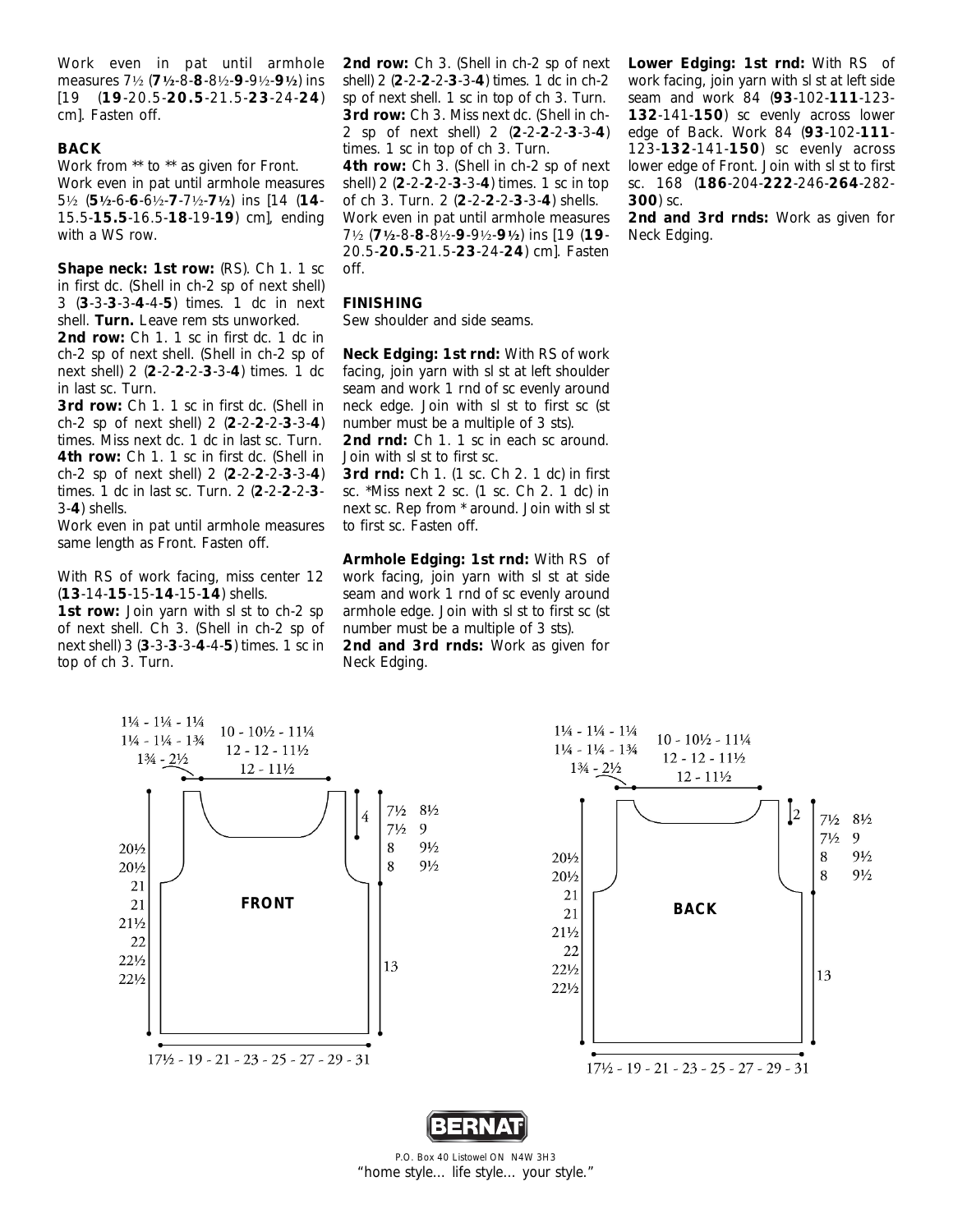Work even in pat until armhole measures 7½ (**7½**-8-**8**-8½-**9**-9½-**9½**) ins [19 (**19**-20.5-**20.5**-21.5-**23**-24-**24**) cm]. Fasten off.

**BACK**

Work from ** to ** as given for Front.

Work even in pat until armhole measures 5½ (**5½**-6-**6**-6½-**7**-7½-**7½**) ins [14 (**14**-15.5-**15.5**-16.5-**18**-19-**19**) cm], ending with a WS row.

**Shape neck: 1st row:** (RS). Ch 1. 1 sc in first dc. (Shell in ch-2 sp of next shell) 3 (**3**-3-**3**-3-**4**-4-**5**) times. 1 dc in next shell. **Turn.** Leave rem sts unworked.

**2nd row:** Ch 1. 1 sc in first dc. 1 dc in ch-2 sp of next shell. (Shell in ch-2 sp of next shell) 2 (**2**-2-**2**-2-**3**-3-**4**) times. 1 dc in last sc. Turn.

**3rd row:** Ch 1. 1 sc in first dc. (Shell in ch-2 sp of next shell) 2 (**2**-2-**2**-2-**3**-3-**4**) times. Miss next dc. 1 dc in last sc. Turn.

**4th row:** Ch 1. 1 sc in first dc. (Shell in ch-2 sp of next shell) 2 (**2**-2-**2**-2-**3**-3-**4**) times. 1 dc in last sc. Turn. 2 (**2**-2-**2**-2-**3**-3-**4**) shells.

Work even in pat until armhole measures same length as Front. Fasten off.

With RS of work facing, miss center 12 (**13**-14-**15**-15-**14**-15-**14**) shells.

**1st row:** Join yarn with sl st to ch-2 sp of next shell. Ch 3. (Shell in ch-2 sp of next shell) 3 (**3**-3-**3**-3-**4**-4-**5**) times. 1 sc in top of ch 3. Turn.

**2nd row:** Ch 3. (Shell in ch-2 sp of next shell) 2 (**2**-2-**2**-2-**3**-3-**4**) times. 1 dc in ch-2 sp of next shell. 1 sc in top of ch 3. Turn.

**3rd row:** Ch 3. Miss next dc. (Shell in ch-2 sp of next shell) 2 (**2**-2-**2**-2-**3**-3-**4**) times. 1 sc in top of ch 3. Turn.

**4th row:** Ch 3. (Shell in ch-2 sp of next shell) 2 (**2**-2-**2**-2-**3**-3-**4**) times. 1 sc in top of ch 3. Turn. 2 (**2**-2-**2**-2-**3**-3-**4**) shells.

Work even in pat until armhole measures 7½ (**7½**-8-**8**-8½-**9**-9½-**9½**) ins [19 (**19**-20.5-**20.5**-21.5-**23**-24-**24**) cm]. Fasten off.

**FINISHING**

Sew shoulder and side seams.

**Neck Edging: 1st rnd:** With RS of work facing, join yarn with sl st at left shoulder seam and work 1 rnd of sc evenly around neck edge. Join with sl st to first sc (st number must be a multiple of 3 sts).

**2nd rnd:** Ch 1. 1 sc in each sc around. Join with sl st to first sc.

**3rd rnd:** Ch 1. (1 sc. Ch 2. 1 dc) in first sc. *Miss next 2 sc. (1 sc. Ch 2. 1 dc) in next sc. Rep from * around. Join with sl st to first sc. Fasten off.

**Armhole Edging: 1st rnd:** With RS of work facing, join yarn with sl st at side seam and work 1 rnd of sc evenly around armhole edge. Join with sl st to first sc (st number must be a multiple of 3 sts).

**2nd and 3rd rnds:** Work as given for Neck Edging.

**Lower Edging: 1st rnd:** With RS of work facing, join yarn with sl st at left side seam and work 84 (**93**-102-**111**-123-**132**-141-**150**) sc evenly across lower edge of Back. Work 84 (**93**-102-**111**-123-**132**-141-**150**) sc evenly across lower edge of Front. Join with sl st to first sc. 168 (**186**-204-**222**-246-**264**-282-**300**) sc.

**2nd and 3rd rnds:** Work as given for Neck Edging.

1¼ - 1¼ - 1¼
1¼ - 1¼ - 1¾
1¾ - 2½
10 - 10½ - 11¼
12 - 12 - 11½
12 - 11½
4
7½ 8½
7½ 9
8 9½
8 9½
20½
20½
21
21
21½
22
22½
22½
FRONT
13
17½ - 19 - 21 - 23 - 25 - 27 - 29 - 31

1¼ - 1¼ - 1¼
1¼ - 1¼ - 1¾
1¾ - 2½
10 - 10½ - 11¼
12 - 12 - 11½
12 - 11½
2
7½ 8½
7½ 9
8 9½
8 9½
20½
20½
21
21
21½
22
22½
22½
BACK
13
17½ - 19 - 21 - 23 - 25 - 27 - 29 - 31

BERNAT

P.O. Box 40 Listowel ON N4W 3H3

"home style... life style... your style."